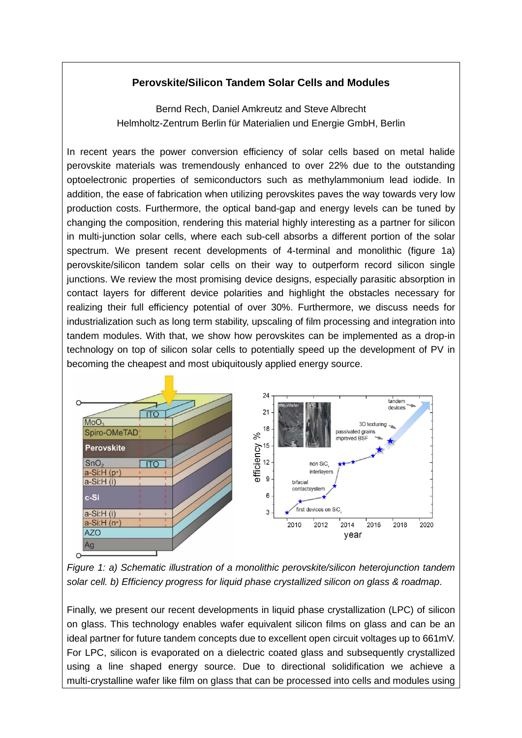**Perovskite/Silicon Tandem Solar Cells and Modules**

Bernd Rech, Daniel Amkreutz and Steve Albrecht
Helmholtz-Zentrum Berlin für Materialien und Energie GmbH, Berlin

In recent years the power conversion efficiency of solar cells based on metal halide perovskite materials was tremendously enhanced to over 22% due to the outstanding optoelectronic properties of semiconductors such as methylammonium lead iodide. In addition, the ease of fabrication when utilizing perovskites paves the way towards very low production costs. Furthermore, the optical band-gap and energy levels can be tuned by changing the composition, rendering this material highly interesting as a partner for silicon in multi-junction solar cells, where each sub-cell absorbs a different portion of the solar spectrum. We present recent developments of 4-terminal and monolithic (figure 1a) perovskite/silicon tandem solar cells on their way to outperform record silicon single junctions. We review the most promising device designs, especially parasitic absorption in contact layers for different device polarities and highlight the obstacles necessary for realizing their full efficiency potential of over 30%. Furthermore, we discuss needs for industrialization such as long term stability, upscaling of film processing and integration into tandem modules. With that, we show how perovskites can be implemented as a drop-in technology on top of silicon solar cells to potentially speed up the development of PV in becoming the cheapest and most ubiquitously applied energy source.

*Figure 1: a) Schematic illustration of a monolithic perovskite/silicon heterojunction tandem solar cell. b) Efficiency progress for liquid phase crystallized silicon on glass & roadmap.*

Finally, we present our recent developments in liquid phase crystallization (LPC) of silicon on glass. This technology enables wafer equivalent silicon films on glass and can be an ideal partner for future tandem concepts due to excellent open circuit voltages up to 661mV. For LPC, silicon is evaporated on a dielectric coated glass and subsequently crystallized using a line shaped energy source. Due to directional solidification we achieve a multi-crystalline wafer like film on glass that can be processed into cells and modules using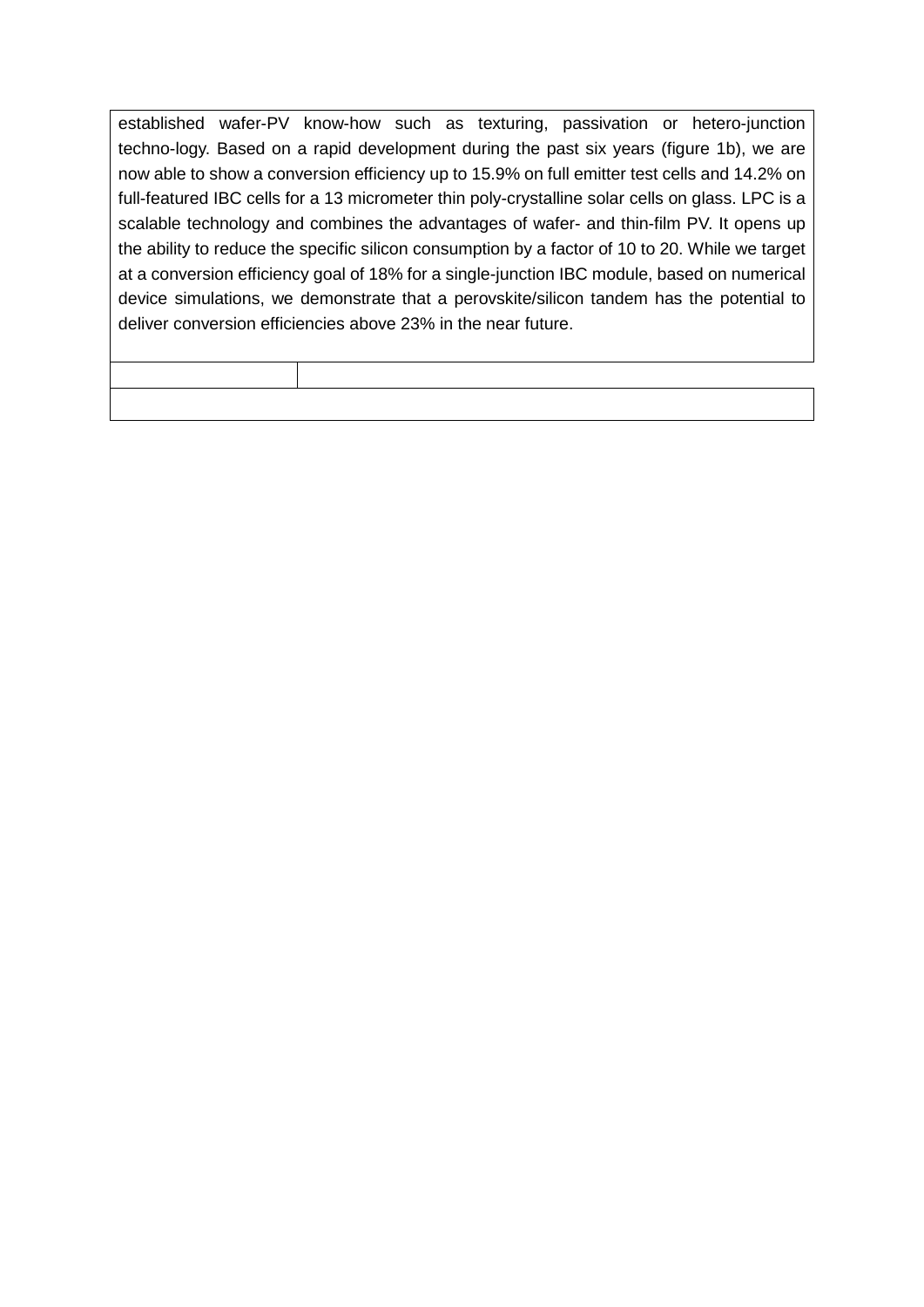established wafer-PV know-how such as texturing, passivation or hetero-junction techno-logy. Based on a rapid development during the past six years (figure 1b), we are now able to show a conversion efficiency up to 15.9% on full emitter test cells and 14.2% on full-featured IBC cells for a 13 micrometer thin poly-crystalline solar cells on glass. LPC is a scalable technology and combines the advantages of wafer- and thin-film PV. It opens up the ability to reduce the specific silicon consumption by a factor of 10 to 20. While we target at a conversion efficiency goal of 18% for a single-junction IBC module, based on numerical device simulations, we demonstrate that a perovskite/silicon tandem has the potential to deliver conversion efficiencies above 23% in the near future.